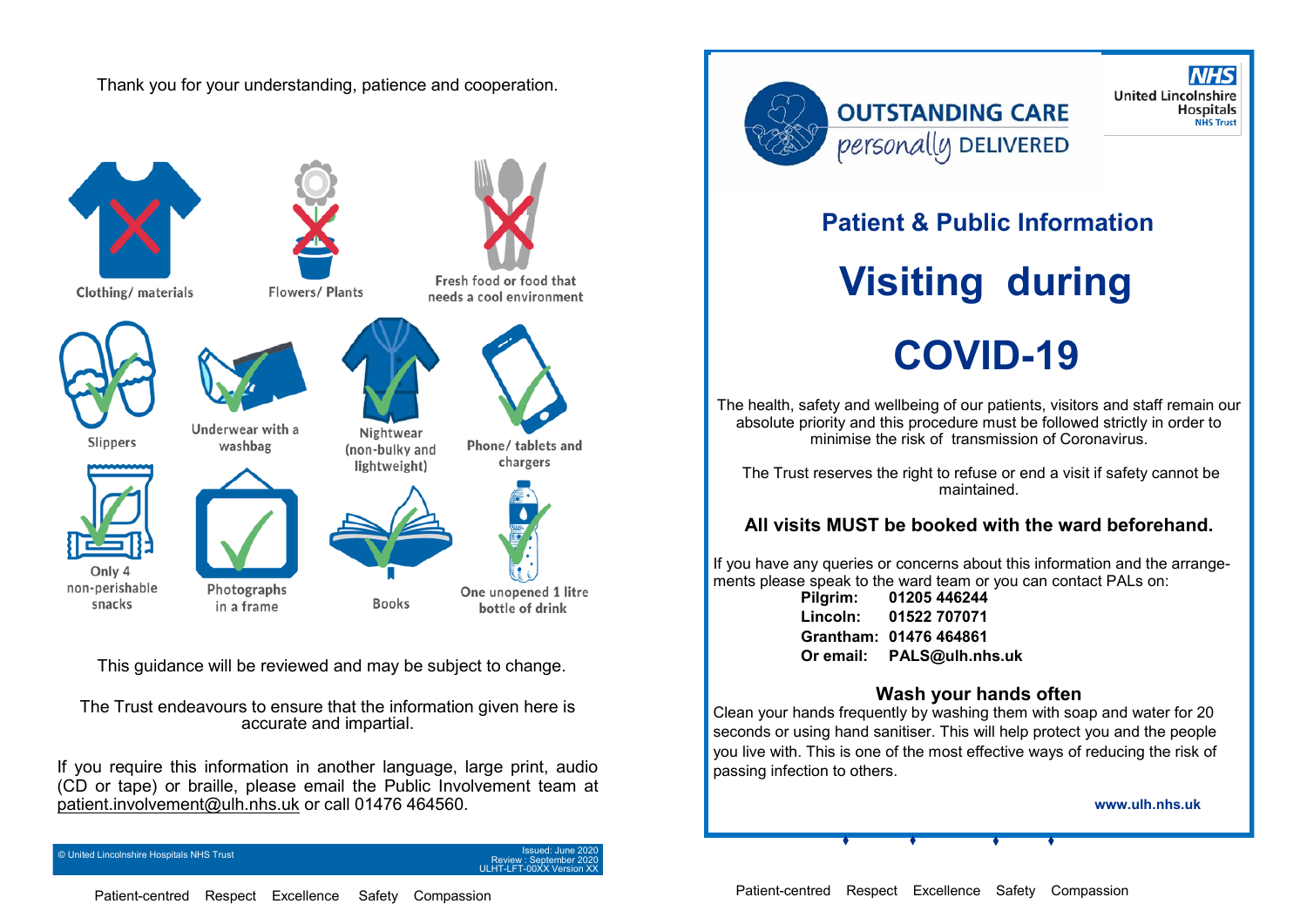Thank you for your understanding, patience and cooperation.

Clothing/ materials

Flowers/ Plants

Fresh food or food that needs a cool environment

Slippers

Underwear with a washbag

Nightwear (non-bulky and lightweight)

Phone/ tablets and chargers

Only 4 non-perishable snacks

Photographs in a frame

Books

One unopened 1 litre bottle of drink

This guidance will be reviewed and may be subject to change.

The Trust endeavours to ensure that the information given here is accurate and impartial.

If you require this information in another language, large print, audio (CD or tape) or braille, please email the Public Involvement team at patient.involvement@ulh.nhs.uk or call 01476 464560.

© United Lincolnshire Hospitals NHS Trust

Issued: June 2020
Review : September 2020
ULHT-LFT-00XX Version XX

Patient-centred Respect Excellence Safety Compassion

OUTSTANDING CARE *personally* DELIVERED

NHS United Lincolnshire Hospitals NHS Trust

## Patient & Public Information

# Visiting during COVID-19

The health, safety and wellbeing of our patients, visitors and staff remain our absolute priority and this procedure must be followed strictly in order to minimise the risk of transmission of Coronavirus.

The Trust reserves the right to refuse or end a visit if safety cannot be maintained.

### All visits MUST be booked with the ward beforehand.

If you have any queries or concerns about this information and the arrangements please speak to the ward team or you can contact PALs on:

**Pilgrim: 01205 446244**
**Lincoln: 01522 707071**
**Grantham: 01476 464861**
**Or email: PALS@ulh.nhs.uk**

### Wash your hands often

Clean your hands frequently by washing them with soap and water for 20 seconds or using hand sanitiser. This will help protect you and the people you live with. This is one of the most effective ways of reducing the risk of passing infection to others.

**www.ulh.nhs.uk**

Patient-centred Respect Excellence Safety Compassion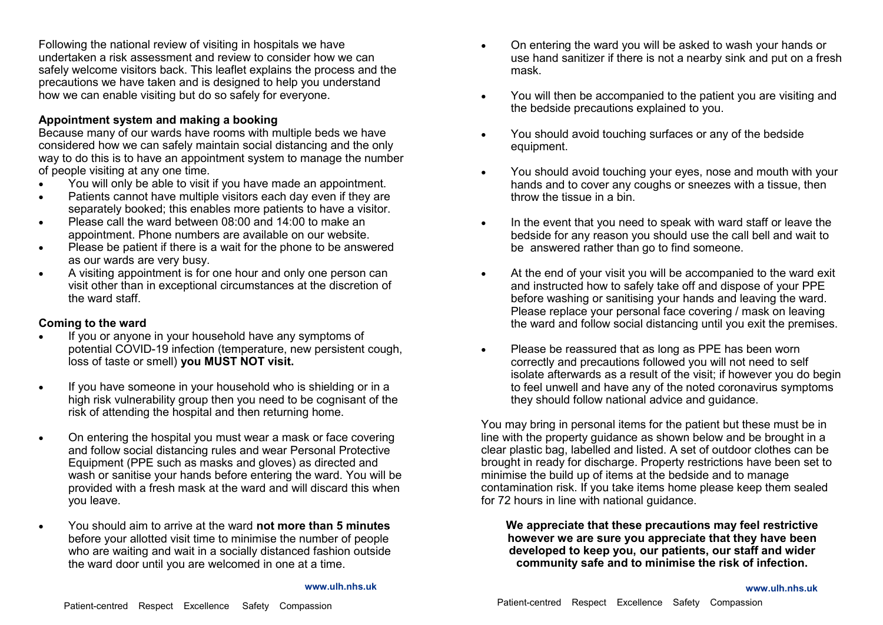Following the national review of visiting in hospitals we have undertaken a risk assessment and review to consider how we can safely welcome visitors back. This leaflet explains the process and the precautions we have taken and is designed to help you understand how we can enable visiting but do so safely for everyone.

**Appointment system and making a booking**

Because many of our wards have rooms with multiple beds we have considered how we can safely maintain social distancing and the only way to do this is to have an appointment system to manage the number of people visiting at any one time.

- You will only be able to visit if you have made an appointment.
- Patients cannot have multiple visitors each day even if they are separately booked; this enables more patients to have a visitor.
- Please call the ward between 08:00 and 14:00 to make an appointment. Phone numbers are available on our website.
- Please be patient if there is a wait for the phone to be answered as our wards are very busy.
- A visiting appointment is for one hour and only one person can visit other than in exceptional circumstances at the discretion of the ward staff.

**Coming to the ward**

- If you or anyone in your household have any symptoms of potential COVID-19 infection (temperature, new persistent cough, loss of taste or smell) **you MUST NOT visit.**
- If you have someone in your household who is shielding or in a high risk vulnerability group then you need to be cognisant of the risk of attending the hospital and then returning home.
- On entering the hospital you must wear a mask or face covering and follow social distancing rules and wear Personal Protective Equipment (PPE such as masks and gloves) as directed and wash or sanitise your hands before entering the ward. You will be provided with a fresh mask at the ward and will discard this when you leave.
- You should aim to arrive at the ward **not more than 5 minutes** before your allotted visit time to minimise the number of people who are waiting and wait in a socially distanced fashion outside the ward door until you are welcomed in one at a time.
- On entering the ward you will be asked to wash your hands or use hand sanitizer if there is not a nearby sink and put on a fresh mask.
- You will then be accompanied to the patient you are visiting and the bedside precautions explained to you.
- You should avoid touching surfaces or any of the bedside equipment.
- You should avoid touching your eyes, nose and mouth with your hands and to cover any coughs or sneezes with a tissue, then throw the tissue in a bin.
- In the event that you need to speak with ward staff or leave the bedside for any reason you should use the call bell and wait to be answered rather than go to find someone.
- At the end of your visit you will be accompanied to the ward exit and instructed how to safely take off and dispose of your PPE before washing or sanitising your hands and leaving the ward. Please replace your personal face covering / mask on leaving the ward and follow social distancing until you exit the premises.
- Please be reassured that as long as PPE has been worn correctly and precautions followed you will not need to self isolate afterwards as a result of the visit; if however you do begin to feel unwell and have any of the noted coronavirus symptoms they should follow national advice and guidance.

You may bring in personal items for the patient but these must be in line with the property guidance as shown below and be brought in a clear plastic bag, labelled and listed. A set of outdoor clothes can be brought in ready for discharge. Property restrictions have been set to minimise the build up of items at the bedside and to manage contamination risk. If you take items home please keep them sealed for 72 hours in line with national guidance.

**We appreciate that these precautions may feel restrictive however we are sure you appreciate that they have been developed to keep you, our patients, our staff and wider community safe and to minimise the risk of infection.**